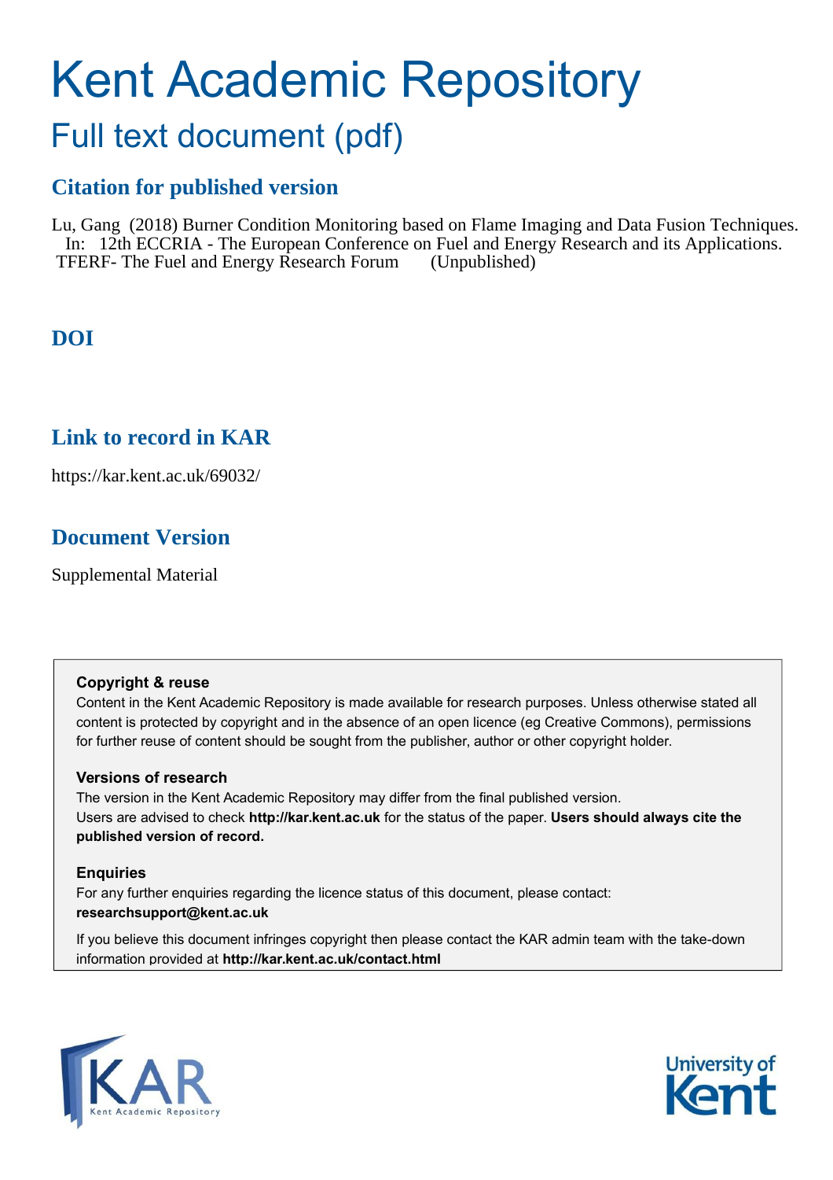# Kent Academic Repository

## Full text document (pdf)

### Citation for published version

Lu, Gang (2018) Burner Condition Monitoring based on Flame Imaging and Data Fusion Techniques. In: 12th ECCRIA - The European Conference on Fuel and Energy Research and its Applications. TFERF- The Fuel and Energy Research Forum (Unpublished)

### DOI

### Link to record in KAR

https://kar.kent.ac.uk/69032/

### Document Version

Supplemental Material

**Copyright & reuse**

Content in the Kent Academic Repository is made available for research purposes. Unless otherwise stated all content is protected by copyright and in the absence of an open licence (eg Creative Commons), permissions for further reuse of content should be sought from the publisher, author or other copyright holder.

**Versions of research**

The version in the Kent Academic Repository may differ from the final published version. Users are advised to check **http://kar.kent.ac.uk** for the status of the paper. **Users should always cite the published version of record.**

**Enquiries**

For any further enquiries regarding the licence status of this document, please contact: **researchsupport@kent.ac.uk**

If you believe this document infringes copyright then please contact the KAR admin team with the take-down information provided at **http://kar.kent.ac.uk/contact.html**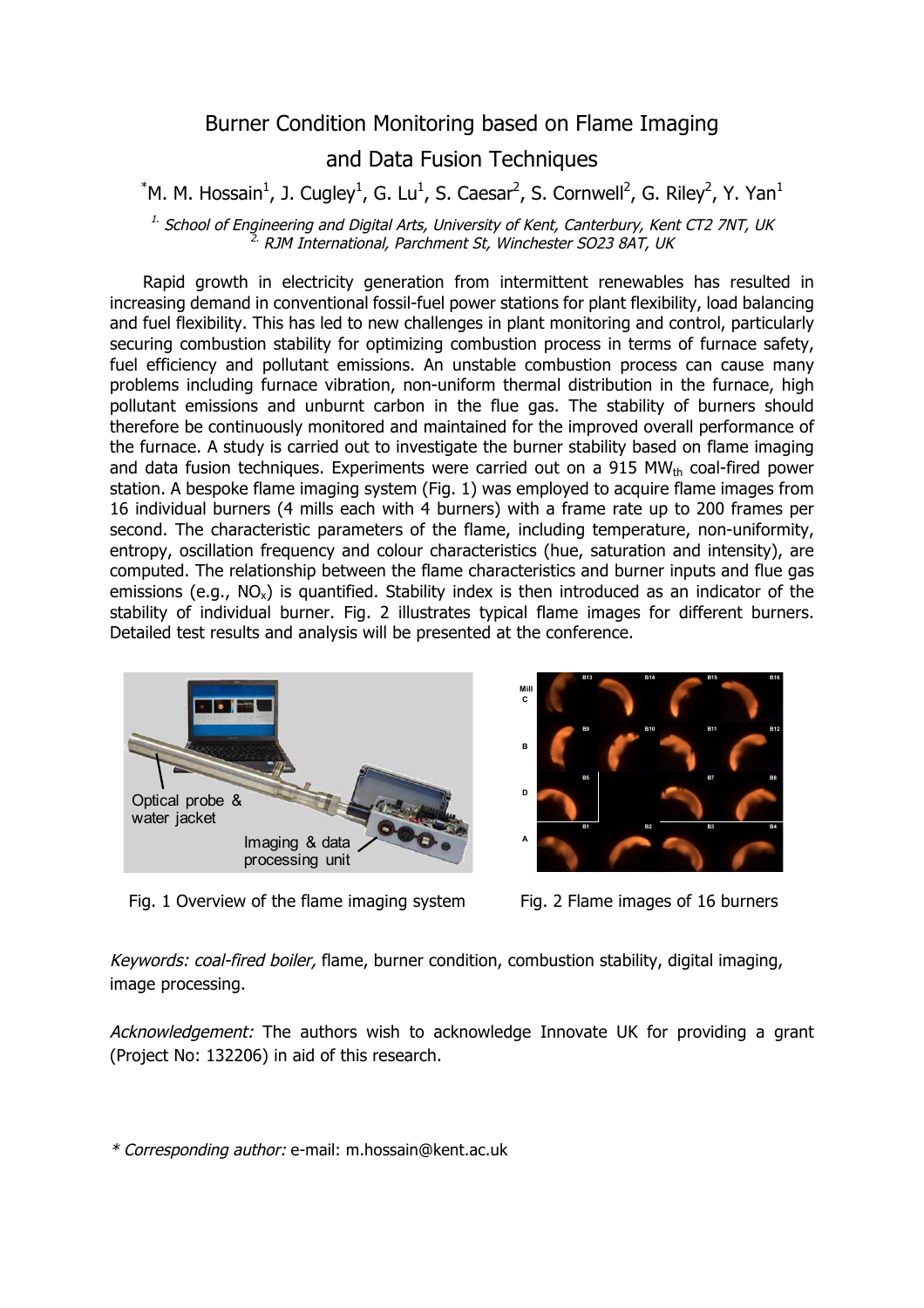# Burner Condition Monitoring based on Flame Imaging and Data Fusion Techniques

*M. M. Hossain[1], J. Cugley[1], G. Lu[1], S. Caesar[2], S. Cornwell[2], G. Riley[2], Y. Yan[1]

*[1.] School of Engineering and Digital Arts, University of Kent, Canterbury, Kent CT2 7NT, UK*
*[2.] RJM International, Parchment St, Winchester SO23 8AT, UK*

Rapid growth in electricity generation from intermittent renewables has resulted in increasing demand in conventional fossil-fuel power stations for plant flexibility, load balancing and fuel flexibility. This has led to new challenges in plant monitoring and control, particularly securing combustion stability for optimizing combustion process in terms of furnace safety, fuel efficiency and pollutant emissions. An unstable combustion process can cause many problems including furnace vibration, non-uniform thermal distribution in the furnace, high pollutant emissions and unburnt carbon in the flue gas. The stability of burners should therefore be continuously monitored and maintained for the improved overall performance of the furnace. A study is carried out to investigate the burner stability based on flame imaging and data fusion techniques. Experiments were carried out on a 915 $MW_{th}$ coal-fired power station. A bespoke flame imaging system (Fig. 1) was employed to acquire flame images from 16 individual burners (4 mills each with 4 burners) with a frame rate up to 200 frames per second. The characteristic parameters of the flame, including temperature, non-uniformity, entropy, oscillation frequency and colour characteristics (hue, saturation and intensity), are computed. The relationship between the flame characteristics and burner inputs and flue gas emissions (e.g., $NO_x$) is quantified. Stability index is then introduced as an indicator of the stability of individual burner. Fig. 2 illustrates typical flame images for different burners. Detailed test results and analysis will be presented at the conference.

Optical probe & water jacket

Imaging & data processing unit

Fig. 1 Overview of the flame imaging system

Mill C
B
D
A
B13 B14 B15 B16
B9 B10 B11 B12
B5 B7 B8
B1 B2 B3 B4

Fig. 2 Flame images of 16 burners

*Keywords: coal-fired boiler,* flame, burner condition, combustion stability, digital imaging, image processing.

*Acknowledgement:* The authors wish to acknowledge Innovate UK for providing a grant (Project No: 132206) in aid of this research.

*\* Corresponding author:* e-mail: m.hossain@kent.ac.uk